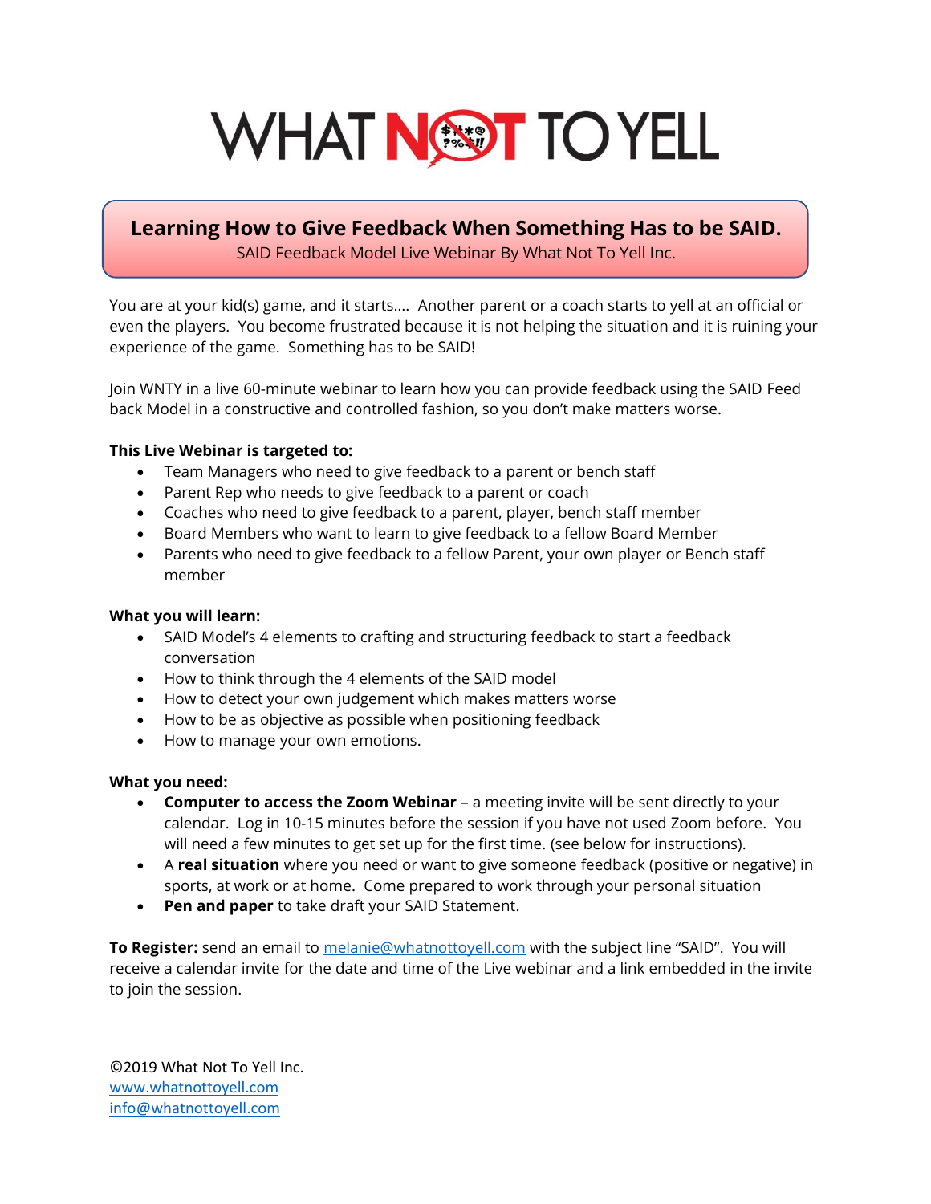# WHAT NOT TO YELL

## Learning How to Give Feedback When Something Has to be SAID.

SAID Feedback Model Live Webinar By What Not To Yell Inc.

You are at your kid(s) game, and it starts…. Another parent or a coach starts to yell at an official or even the players. You become frustrated because it is not helping the situation and it is ruining your experience of the game. Something has to be SAID!

Join WNTY in a live 60-minute webinar to learn how you can provide feedback using the SAID Feed back Model in a constructive and controlled fashion, so you don't make matters worse.

**This Live Webinar is targeted to:**

- Team Managers who need to give feedback to a parent or bench staff
- Parent Rep who needs to give feedback to a parent or coach
- Coaches who need to give feedback to a parent, player, bench staff member
- Board Members who want to learn to give feedback to a fellow Board Member
- Parents who need to give feedback to a fellow Parent, your own player or Bench staff member

**What you will learn:**

- SAID Model's 4 elements to crafting and structuring feedback to start a feedback conversation
- How to think through the 4 elements of the SAID model
- How to detect your own judgement which makes matters worse
- How to be as objective as possible when positioning feedback
- How to manage your own emotions.

**What you need:**

- **Computer to access the Zoom Webinar** – a meeting invite will be sent directly to your calendar. Log in 10-15 minutes before the session if you have not used Zoom before. You will need a few minutes to get set up for the first time. (see below for instructions).
- A **real situation** where you need or want to give someone feedback (positive or negative) in sports, at work or at home. Come prepared to work through your personal situation
- **Pen and paper** to take draft your SAID Statement.

**To Register:** send an email to melanie@whatnottoyell.com with the subject line "SAID". You will receive a calendar invite for the date and time of the Live webinar and a link embedded in the invite to join the session.

©2019 What Not To Yell Inc.
www.whatnottoyell.com
info@whatnottoyell.com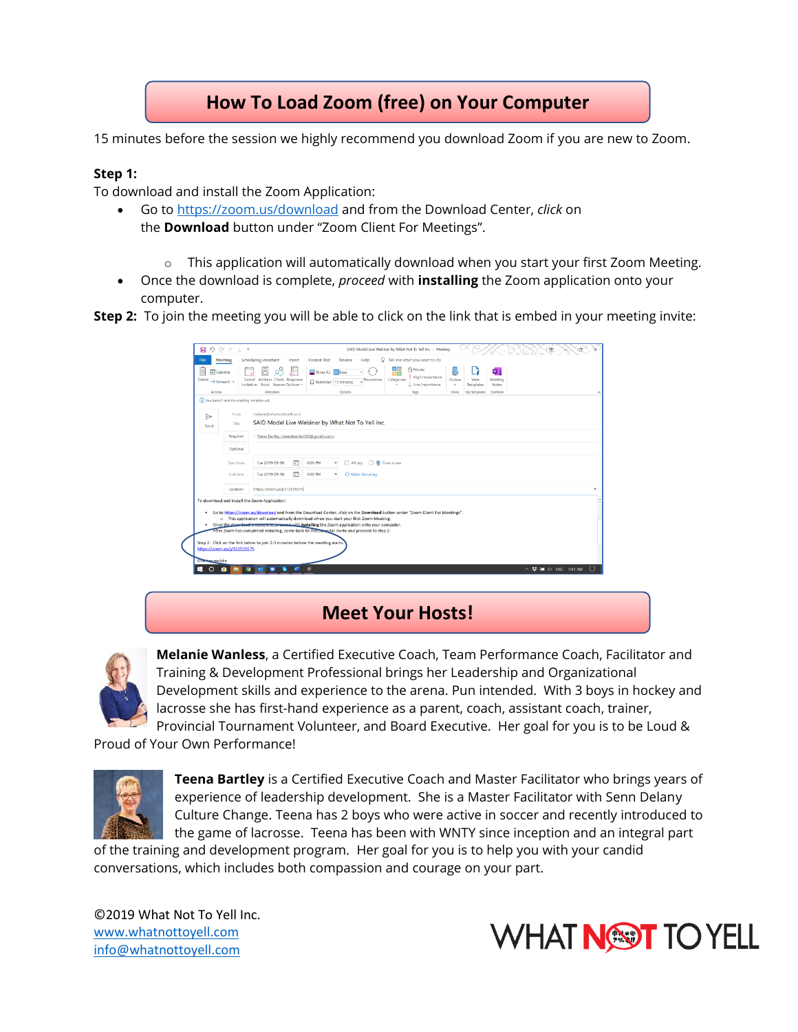## How To Load Zoom (free) on Your Computer

15 minutes before the session we highly recommend you download Zoom if you are new to Zoom.

**Step 1:**

To download and install the Zoom Application:

- Go to https://zoom.us/download and from the Download Center, *click* on the **Download** button under "Zoom Client For Meetings".
  - This application will automatically download when you start your first Zoom Meeting.
- Once the download is complete, *proceed* with **installing** the Zoom application onto your computer.

**Step 2:** To join the meeting you will be able to click on the link that is embed in your meeting invite:

## Meet Your Hosts!

**Melanie Wanless**, a Certified Executive Coach, Team Performance Coach, Facilitator and Training & Development Professional brings her Leadership and Organizational Development skills and experience to the arena. Pun intended. With 3 boys in hockey and lacrosse she has first-hand experience as a parent, coach, assistant coach, trainer, Provincial Tournament Volunteer, and Board Executive. Her goal for you is to be Loud & Proud of Your Own Performance!

**Teena Bartley** is a Certified Executive Coach and Master Facilitator who brings years of experience of leadership development. She is a Master Facilitator with Senn Delany Culture Change. Teena has 2 boys who were active in soccer and recently introduced to the game of lacrosse. Teena has been with WNTY since inception and an integral part of the training and development program. Her goal for you is to help you with your candid conversations, which includes both compassion and courage on your part.

©2019 What Not To Yell Inc.
www.whatnottoyell.com
info@whatnottoyell.com

WHAT NOT TO YELL